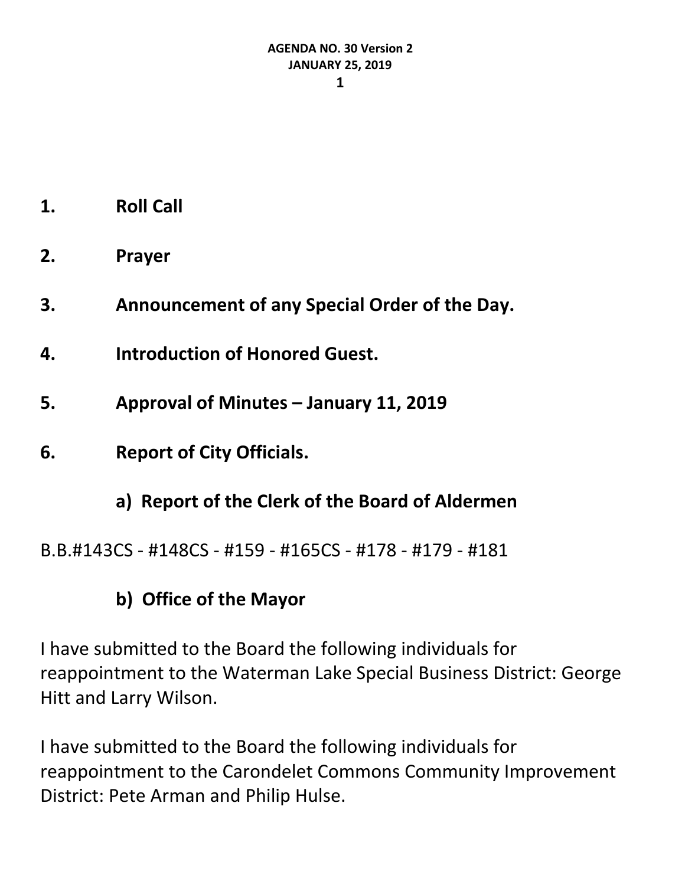**AGENDA NO. 30 Version 2**
**JANUARY 25, 2019**

1. **Roll Call**

2. **Prayer**

3. **Announcement of any Special Order of the Day.**

4. **Introduction of Honored Guest.**

5. **Approval of Minutes – January 11, 2019**

6. **Report of City Officials.**

### a) Report of the Clerk of the Board of Aldermen

B.B.#143CS - #148CS - #159 - #165CS - #178 - #179 - #181

### b) Office of the Mayor

I have submitted to the Board the following individuals for reappointment to the Waterman Lake Special Business District: George Hitt and Larry Wilson.

I have submitted to the Board the following individuals for reappointment to the Carondelet Commons Community Improvement District: Pete Arman and Philip Hulse.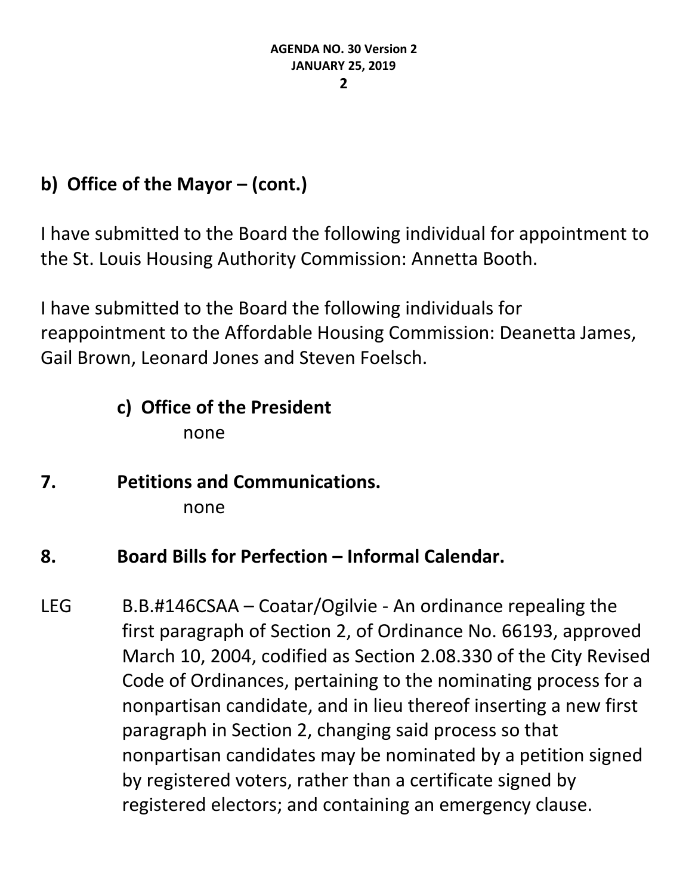**b) Office of the Mayor – (cont.)**

I have submitted to the Board the following individual for appointment to the St. Louis Housing Authority Commission: Annetta Booth.

I have submitted to the Board the following individuals for reappointment to the Affordable Housing Commission: Deanetta James, Gail Brown, Leonard Jones and Steven Foelsch.

**c) Office of the President**

none

**7. Petitions and Communications.**

none

**8. Board Bills for Perfection – Informal Calendar.**

LEG B.B.#146CSAA – Coatar/Ogilvie - An ordinance repealing the first paragraph of Section 2, of Ordinance No. 66193, approved March 10, 2004, codified as Section 2.08.330 of the City Revised Code of Ordinances, pertaining to the nominating process for a nonpartisan candidate, and in lieu thereof inserting a new first paragraph in Section 2, changing said process so that nonpartisan candidates may be nominated by a petition signed by registered voters, rather than a certificate signed by registered electors; and containing an emergency clause.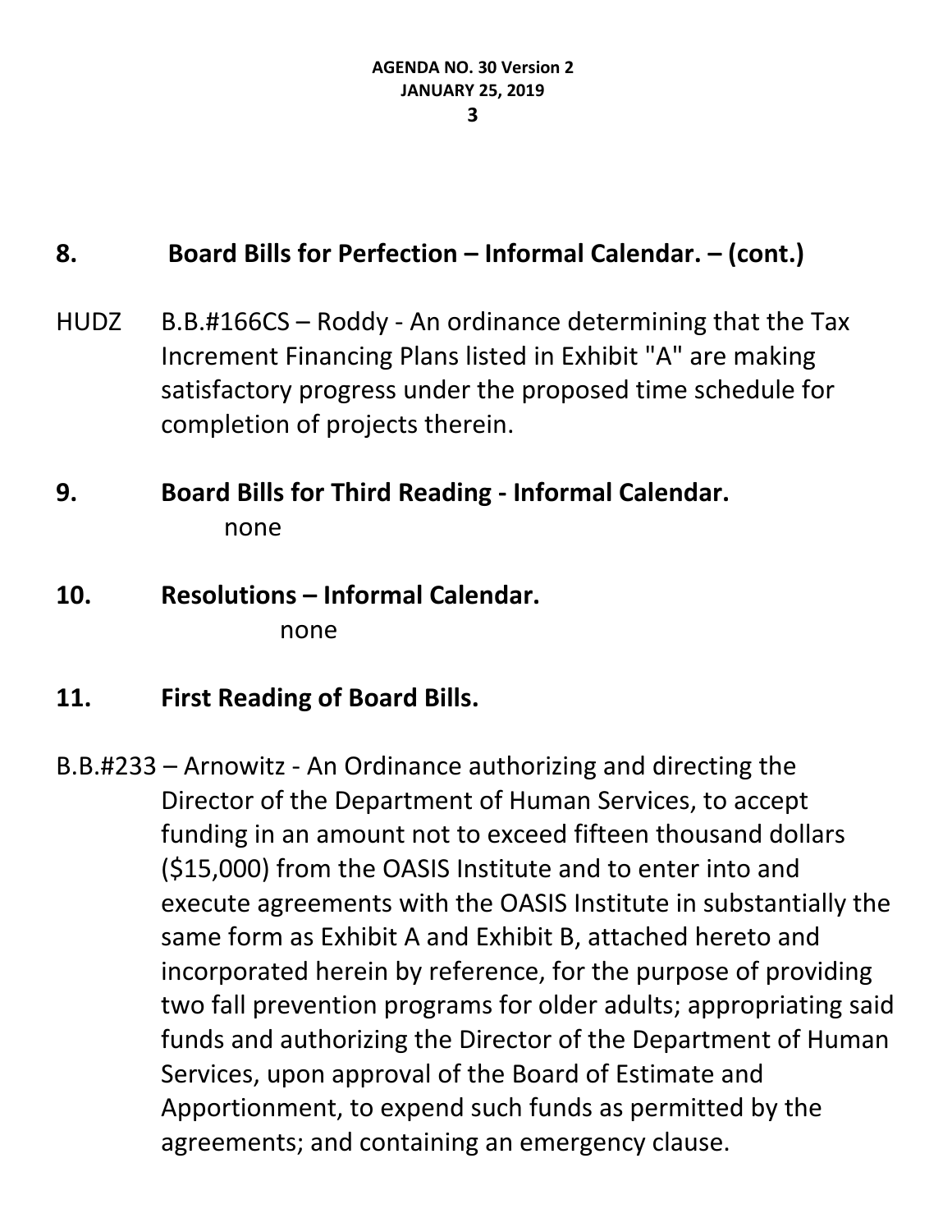## 8. Board Bills for Perfection – Informal Calendar. – (cont.)

HUDZ B.B.#166CS – Roddy - An ordinance determining that the Tax Increment Financing Plans listed in Exhibit "A" are making satisfactory progress under the proposed time schedule for completion of projects therein.

## 9. Board Bills for Third Reading - Informal Calendar.

none

## 10. Resolutions – Informal Calendar.

none

## 11. First Reading of Board Bills.

B.B.#233 – Arnowitz - An Ordinance authorizing and directing the Director of the Department of Human Services, to accept funding in an amount not to exceed fifteen thousand dollars ($15,000) from the OASIS Institute and to enter into and execute agreements with the OASIS Institute in substantially the same form as Exhibit A and Exhibit B, attached hereto and incorporated herein by reference, for the purpose of providing two fall prevention programs for older adults; appropriating said funds and authorizing the Director of the Department of Human Services, upon approval of the Board of Estimate and Apportionment, to expend such funds as permitted by the agreements; and containing an emergency clause.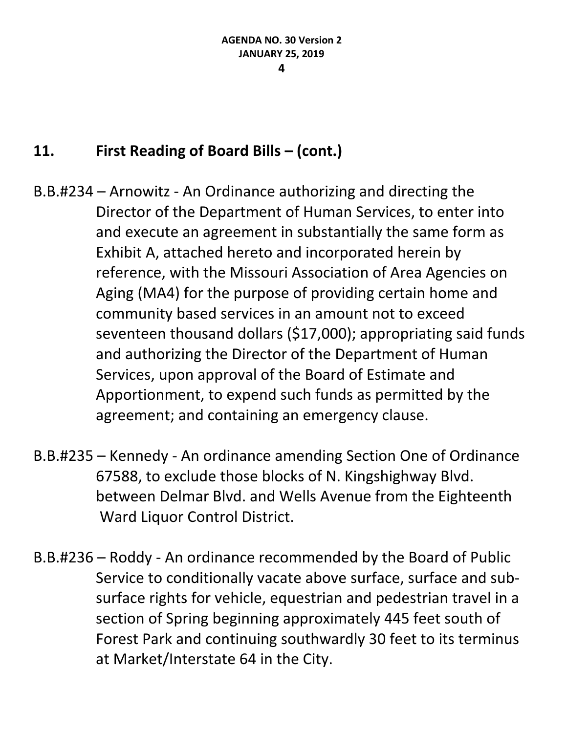## 11. First Reading of Board Bills – (cont.)

B.B.#234 – Arnowitz - An Ordinance authorizing and directing the Director of the Department of Human Services, to enter into and execute an agreement in substantially the same form as Exhibit A, attached hereto and incorporated herein by reference, with the Missouri Association of Area Agencies on Aging (MA4) for the purpose of providing certain home and community based services in an amount not to exceed seventeen thousand dollars ($17,000); appropriating said funds and authorizing the Director of the Department of Human Services, upon approval of the Board of Estimate and Apportionment, to expend such funds as permitted by the agreement; and containing an emergency clause.

B.B.#235 – Kennedy - An ordinance amending Section One of Ordinance 67588, to exclude those blocks of N. Kingshighway Blvd. between Delmar Blvd. and Wells Avenue from the Eighteenth Ward Liquor Control District.

B.B.#236 – Roddy - An ordinance recommended by the Board of Public Service to conditionally vacate above surface, surface and sub-surface rights for vehicle, equestrian and pedestrian travel in a section of Spring beginning approximately 445 feet south of Forest Park and continuing southwardly 30 feet to its terminus at Market/Interstate 64 in the City.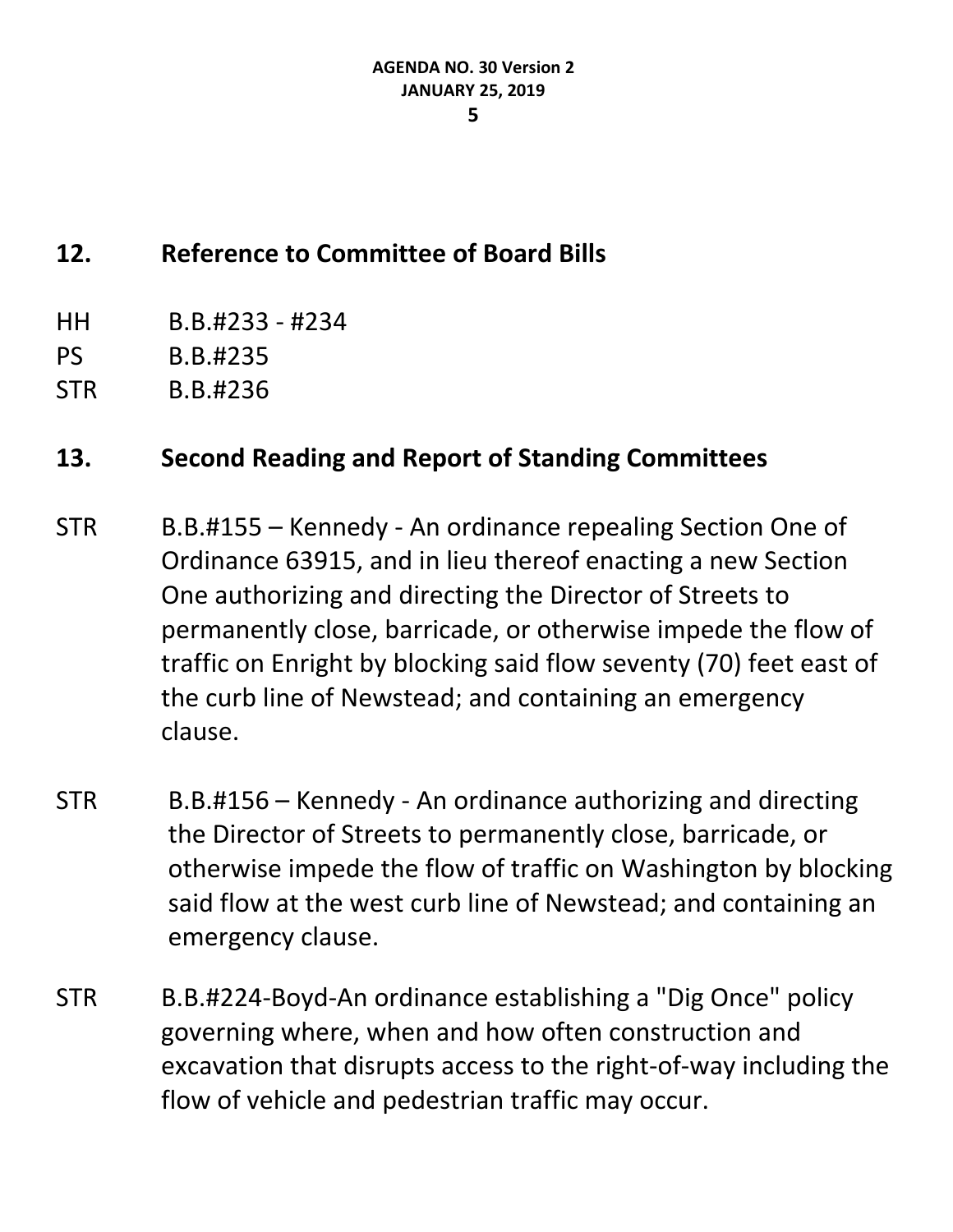## 12. Reference to Committee of Board Bills

HH B.B.#233 - #234

PS B.B.#235

STR B.B.#236

## 13. Second Reading and Report of Standing Committees

STR B.B.#155 – Kennedy - An ordinance repealing Section One of Ordinance 63915, and in lieu thereof enacting a new Section One authorizing and directing the Director of Streets to permanently close, barricade, or otherwise impede the flow of traffic on Enright by blocking said flow seventy (70) feet east of the curb line of Newstead; and containing an emergency clause.

STR B.B.#156 – Kennedy - An ordinance authorizing and directing the Director of Streets to permanently close, barricade, or otherwise impede the flow of traffic on Washington by blocking said flow at the west curb line of Newstead; and containing an emergency clause.

STR B.B.#224-Boyd-An ordinance establishing a "Dig Once" policy governing where, when and how often construction and excavation that disrupts access to the right-of-way including the flow of vehicle and pedestrian traffic may occur.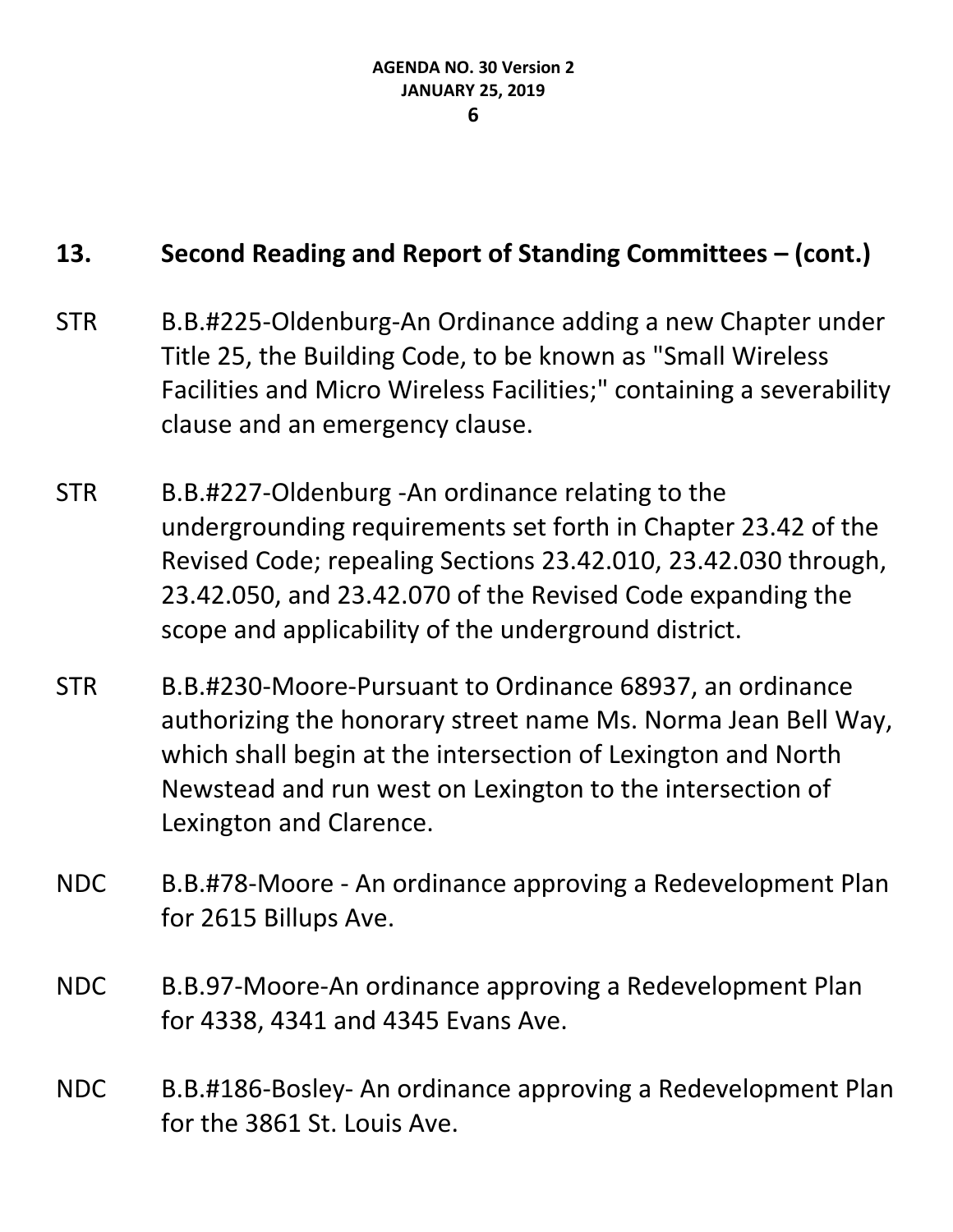## 13. Second Reading and Report of Standing Committees – (cont.)

STR B.B.#225-Oldenburg-An Ordinance adding a new Chapter under Title 25, the Building Code, to be known as "Small Wireless Facilities and Micro Wireless Facilities;" containing a severability clause and an emergency clause.

STR B.B.#227-Oldenburg -An ordinance relating to the undergrounding requirements set forth in Chapter 23.42 of the Revised Code; repealing Sections 23.42.010, 23.42.030 through, 23.42.050, and 23.42.070 of the Revised Code expanding the scope and applicability of the underground district.

STR B.B.#230-Moore-Pursuant to Ordinance 68937, an ordinance authorizing the honorary street name Ms. Norma Jean Bell Way, which shall begin at the intersection of Lexington and North Newstead and run west on Lexington to the intersection of Lexington and Clarence.

NDC B.B.#78-Moore - An ordinance approving a Redevelopment Plan for 2615 Billups Ave.

NDC B.B.97-Moore-An ordinance approving a Redevelopment Plan for 4338, 4341 and 4345 Evans Ave.

NDC B.B.#186-Bosley- An ordinance approving a Redevelopment Plan for the 3861 St. Louis Ave.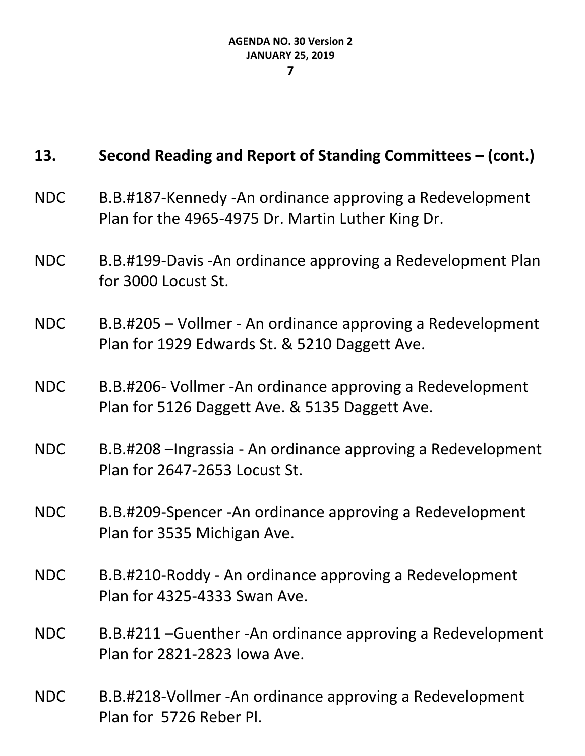## 13. Second Reading and Report of Standing Committees – (cont.)

NDC B.B.#187-Kennedy -An ordinance approving a Redevelopment Plan for the 4965-4975 Dr. Martin Luther King Dr.

NDC B.B.#199-Davis -An ordinance approving a Redevelopment Plan for 3000 Locust St.

NDC B.B.#205 – Vollmer - An ordinance approving a Redevelopment Plan for 1929 Edwards St. & 5210 Daggett Ave.

NDC B.B.#206- Vollmer -An ordinance approving a Redevelopment Plan for 5126 Daggett Ave. & 5135 Daggett Ave.

NDC B.B.#208 –Ingrassia - An ordinance approving a Redevelopment Plan for 2647-2653 Locust St.

NDC B.B.#209-Spencer -An ordinance approving a Redevelopment Plan for 3535 Michigan Ave.

NDC B.B.#210-Roddy - An ordinance approving a Redevelopment Plan for 4325-4333 Swan Ave.

NDC B.B.#211 –Guenther -An ordinance approving a Redevelopment Plan for 2821-2823 Iowa Ave.

NDC B.B.#218-Vollmer -An ordinance approving a Redevelopment Plan for 5726 Reber Pl.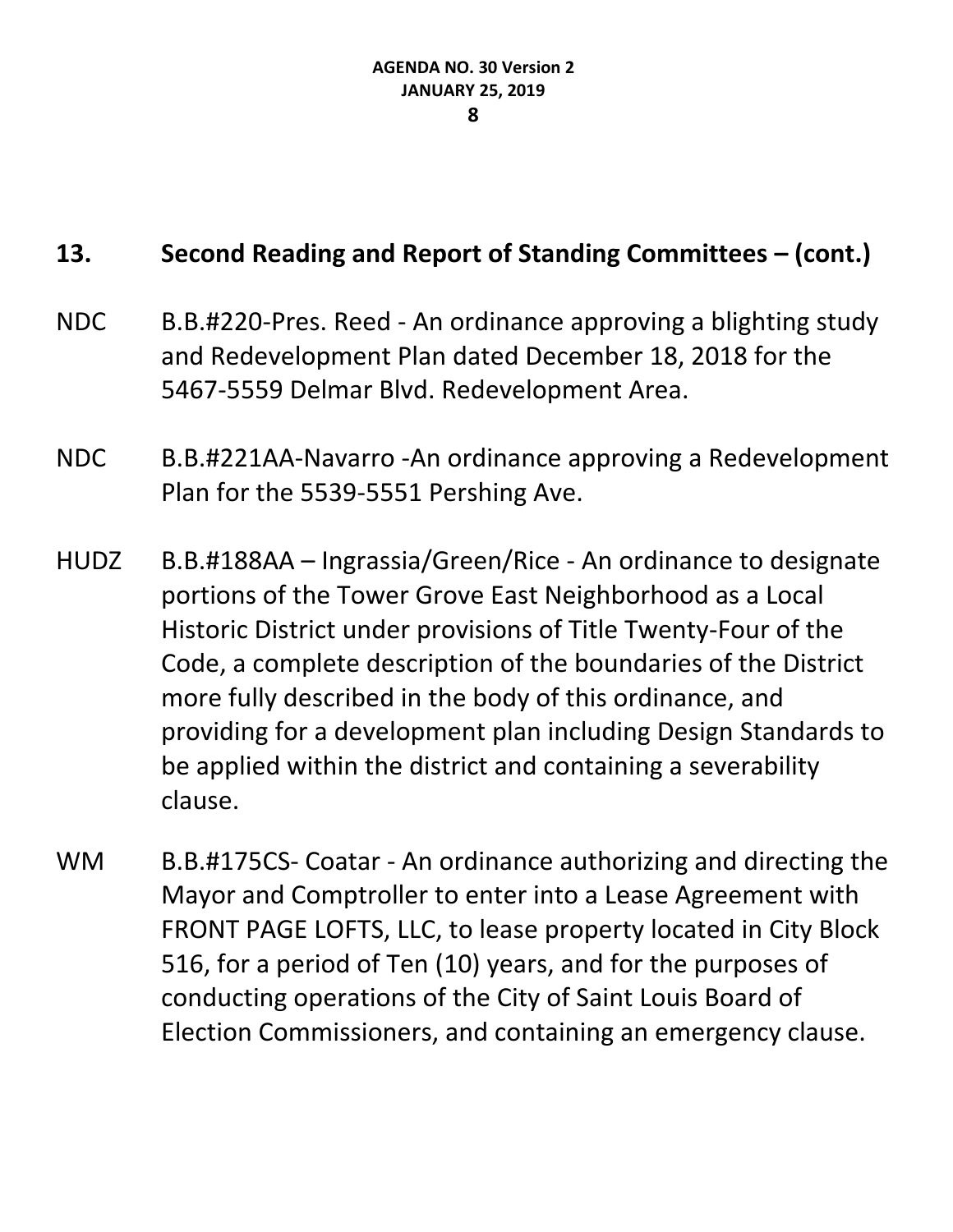## 13. Second Reading and Report of Standing Committees – (cont.)

NDC B.B.#220-Pres. Reed - An ordinance approving a blighting study and Redevelopment Plan dated December 18, 2018 for the 5467-5559 Delmar Blvd. Redevelopment Area.

NDC B.B.#221AA-Navarro -An ordinance approving a Redevelopment Plan for the 5539-5551 Pershing Ave.

HUDZ B.B.#188AA – Ingrassia/Green/Rice - An ordinance to designate portions of the Tower Grove East Neighborhood as a Local Historic District under provisions of Title Twenty-Four of the Code, a complete description of the boundaries of the District more fully described in the body of this ordinance, and providing for a development plan including Design Standards to be applied within the district and containing a severability clause.

WM B.B.#175CS- Coatar - An ordinance authorizing and directing the Mayor and Comptroller to enter into a Lease Agreement with FRONT PAGE LOFTS, LLC, to lease property located in City Block 516, for a period of Ten (10) years, and for the purposes of conducting operations of the City of Saint Louis Board of Election Commissioners, and containing an emergency clause.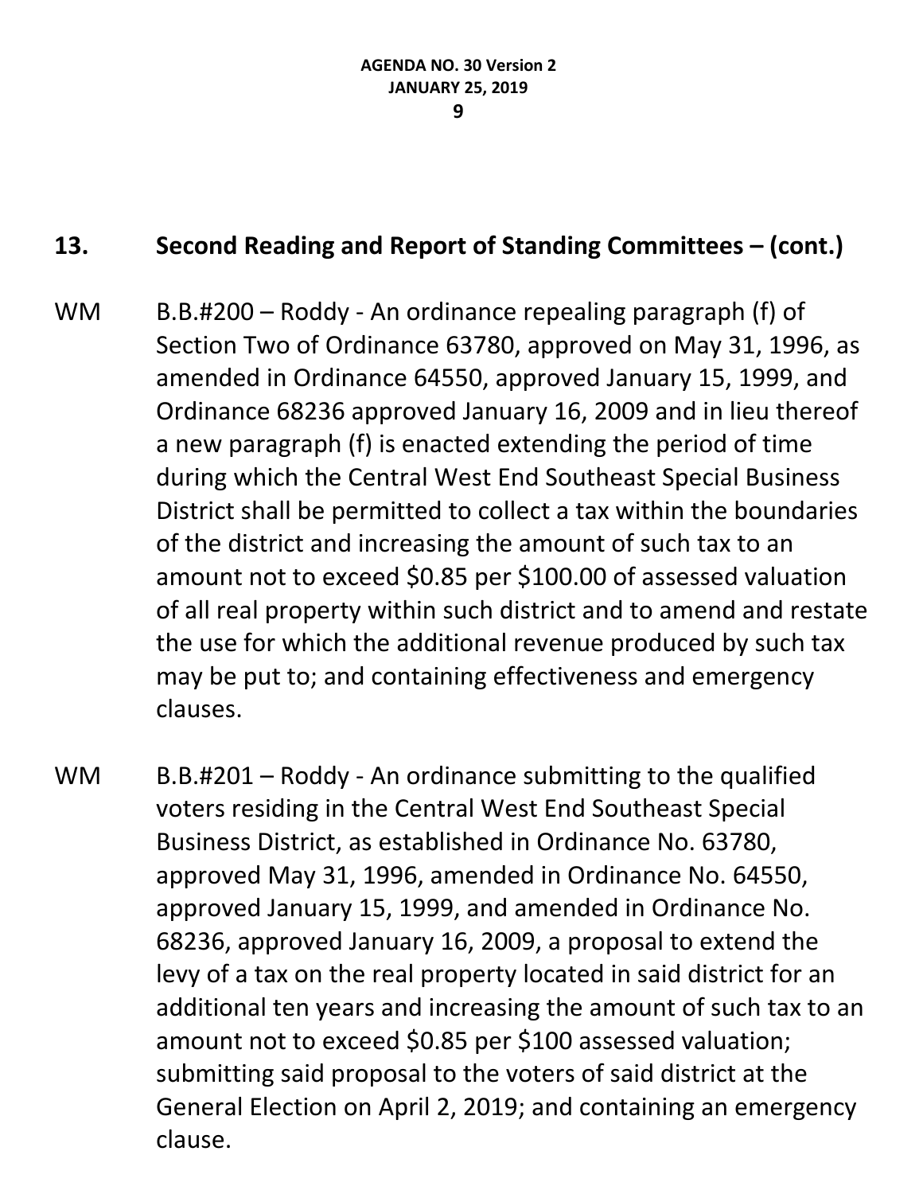## 13. Second Reading and Report of Standing Committees – (cont.)

WM B.B.#200 – Roddy - An ordinance repealing paragraph (f) of Section Two of Ordinance 63780, approved on May 31, 1996, as amended in Ordinance 64550, approved January 15, 1999, and Ordinance 68236 approved January 16, 2009 and in lieu thereof a new paragraph (f) is enacted extending the period of time during which the Central West End Southeast Special Business District shall be permitted to collect a tax within the boundaries of the district and increasing the amount of such tax to an amount not to exceed $0.85 per $100.00 of assessed valuation of all real property within such district and to amend and restate the use for which the additional revenue produced by such tax may be put to; and containing effectiveness and emergency clauses.

WM B.B.#201 – Roddy - An ordinance submitting to the qualified voters residing in the Central West End Southeast Special Business District, as established in Ordinance No. 63780, approved May 31, 1996, amended in Ordinance No. 64550, approved January 15, 1999, and amended in Ordinance No. 68236, approved January 16, 2009, a proposal to extend the levy of a tax on the real property located in said district for an additional ten years and increasing the amount of such tax to an amount not to exceed $0.85 per $100 assessed valuation; submitting said proposal to the voters of said district at the General Election on April 2, 2019; and containing an emergency clause.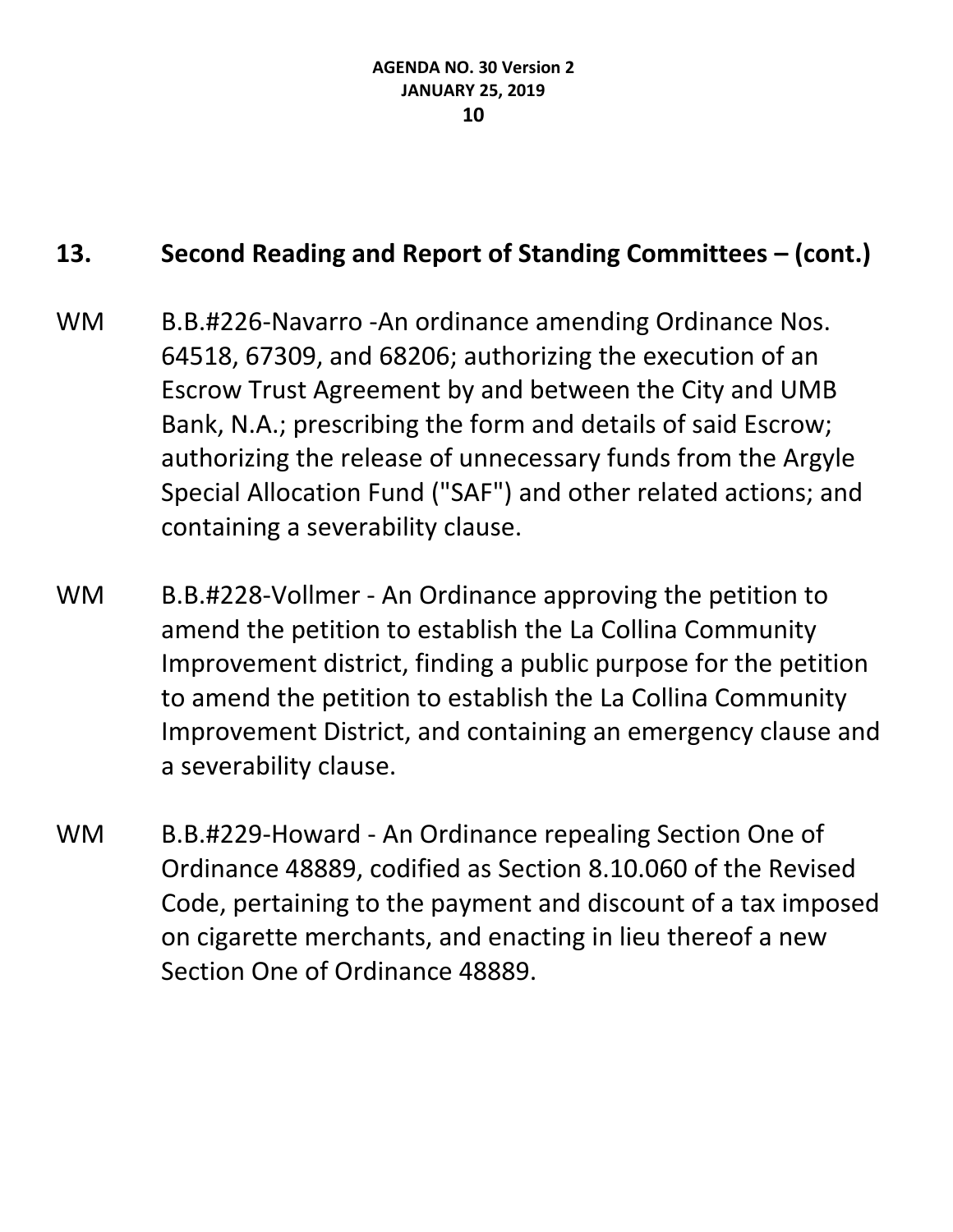## 13. Second Reading and Report of Standing Committees – (cont.)

WM B.B.#226-Navarro -An ordinance amending Ordinance Nos. 64518, 67309, and 68206; authorizing the execution of an Escrow Trust Agreement by and between the City and UMB Bank, N.A.; prescribing the form and details of said Escrow; authorizing the release of unnecessary funds from the Argyle Special Allocation Fund ("SAF") and other related actions; and containing a severability clause.

WM B.B.#228-Vollmer - An Ordinance approving the petition to amend the petition to establish the La Collina Community Improvement district, finding a public purpose for the petition to amend the petition to establish the La Collina Community Improvement District, and containing an emergency clause and a severability clause.

WM B.B.#229-Howard - An Ordinance repealing Section One of Ordinance 48889, codified as Section 8.10.060 of the Revised Code, pertaining to the payment and discount of a tax imposed on cigarette merchants, and enacting in lieu thereof a new Section One of Ordinance 48889.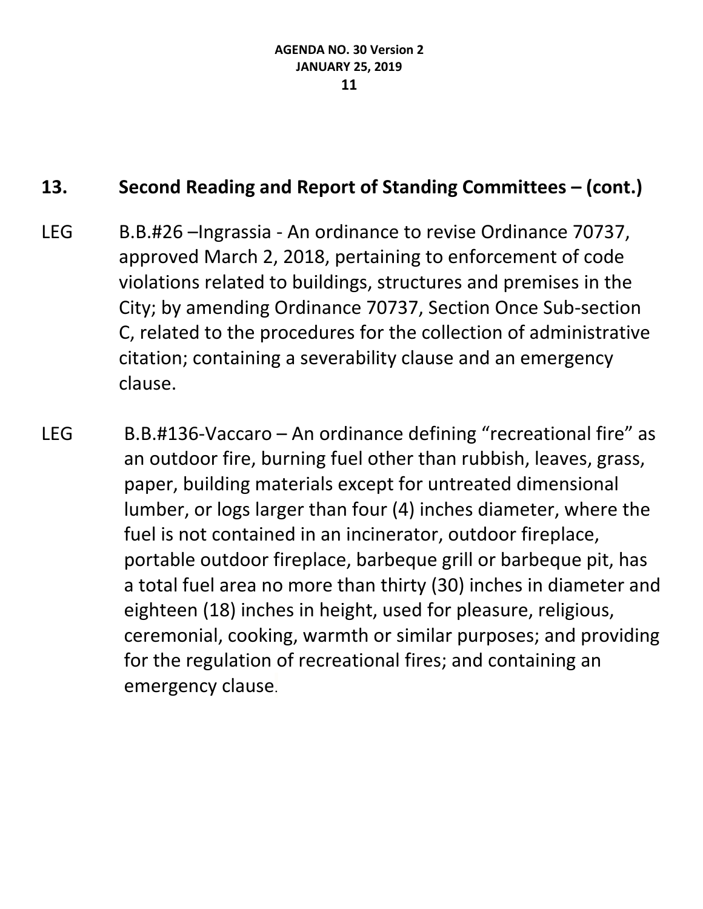## 13. Second Reading and Report of Standing Committees – (cont.)

LEG B.B.#26 –Ingrassia - An ordinance to revise Ordinance 70737, approved March 2, 2018, pertaining to enforcement of code violations related to buildings, structures and premises in the City; by amending Ordinance 70737, Section Once Sub-section C, related to the procedures for the collection of administrative citation; containing a severability clause and an emergency clause.

LEG B.B.#136-Vaccaro – An ordinance defining "recreational fire" as an outdoor fire, burning fuel other than rubbish, leaves, grass, paper, building materials except for untreated dimensional lumber, or logs larger than four (4) inches diameter, where the fuel is not contained in an incinerator, outdoor fireplace, portable outdoor fireplace, barbeque grill or barbeque pit, has a total fuel area no more than thirty (30) inches in diameter and eighteen (18) inches in height, used for pleasure, religious, ceremonial, cooking, warmth or similar purposes; and providing for the regulation of recreational fires; and containing an emergency clause.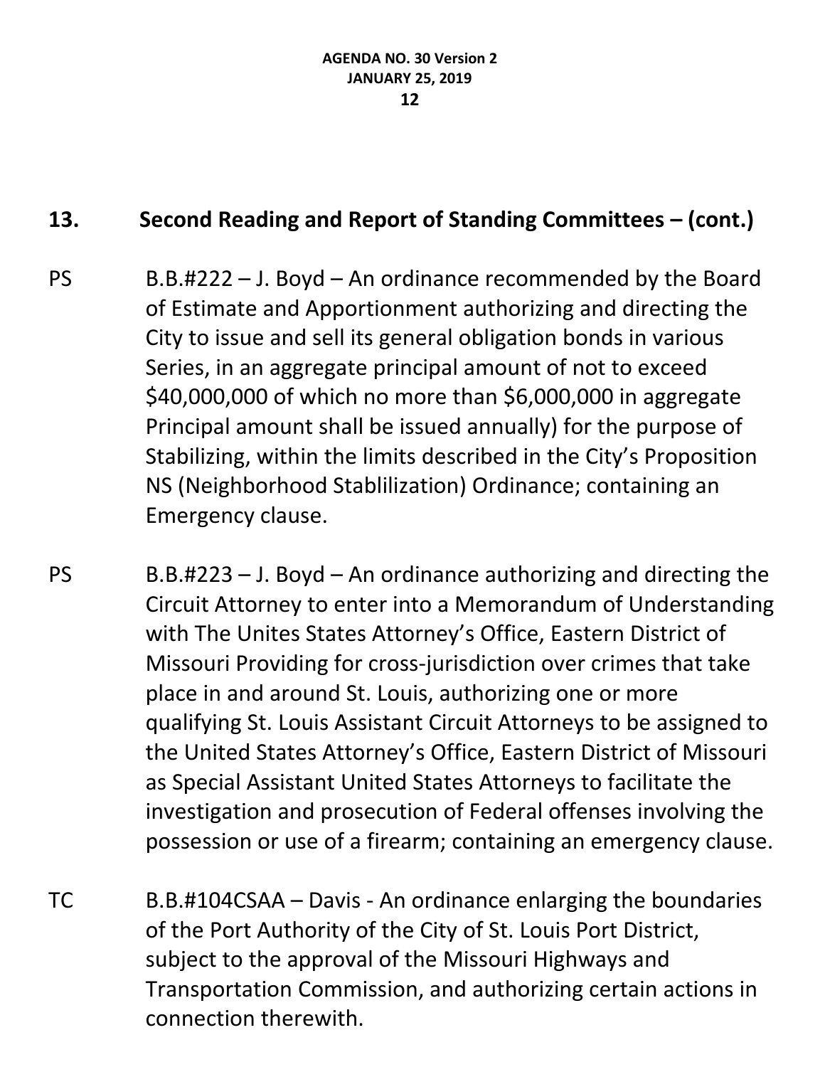## 13. Second Reading and Report of Standing Committees – (cont.)

PS B.B.#222 – J. Boyd – An ordinance recommended by the Board of Estimate and Apportionment authorizing and directing the City to issue and sell its general obligation bonds in various Series, in an aggregate principal amount of not to exceed $40,000,000 of which no more than $6,000,000 in aggregate Principal amount shall be issued annually) for the purpose of Stabilizing, within the limits described in the City's Proposition NS (Neighborhood Stablilization) Ordinance; containing an Emergency clause.

PS B.B.#223 – J. Boyd – An ordinance authorizing and directing the Circuit Attorney to enter into a Memorandum of Understanding with The Unites States Attorney's Office, Eastern District of Missouri Providing for cross-jurisdiction over crimes that take place in and around St. Louis, authorizing one or more qualifying St. Louis Assistant Circuit Attorneys to be assigned to the United States Attorney's Office, Eastern District of Missouri as Special Assistant United States Attorneys to facilitate the investigation and prosecution of Federal offenses involving the possession or use of a firearm; containing an emergency clause.

TC B.B.#104CSAA – Davis - An ordinance enlarging the boundaries of the Port Authority of the City of St. Louis Port District, subject to the approval of the Missouri Highways and Transportation Commission, and authorizing certain actions in connection therewith.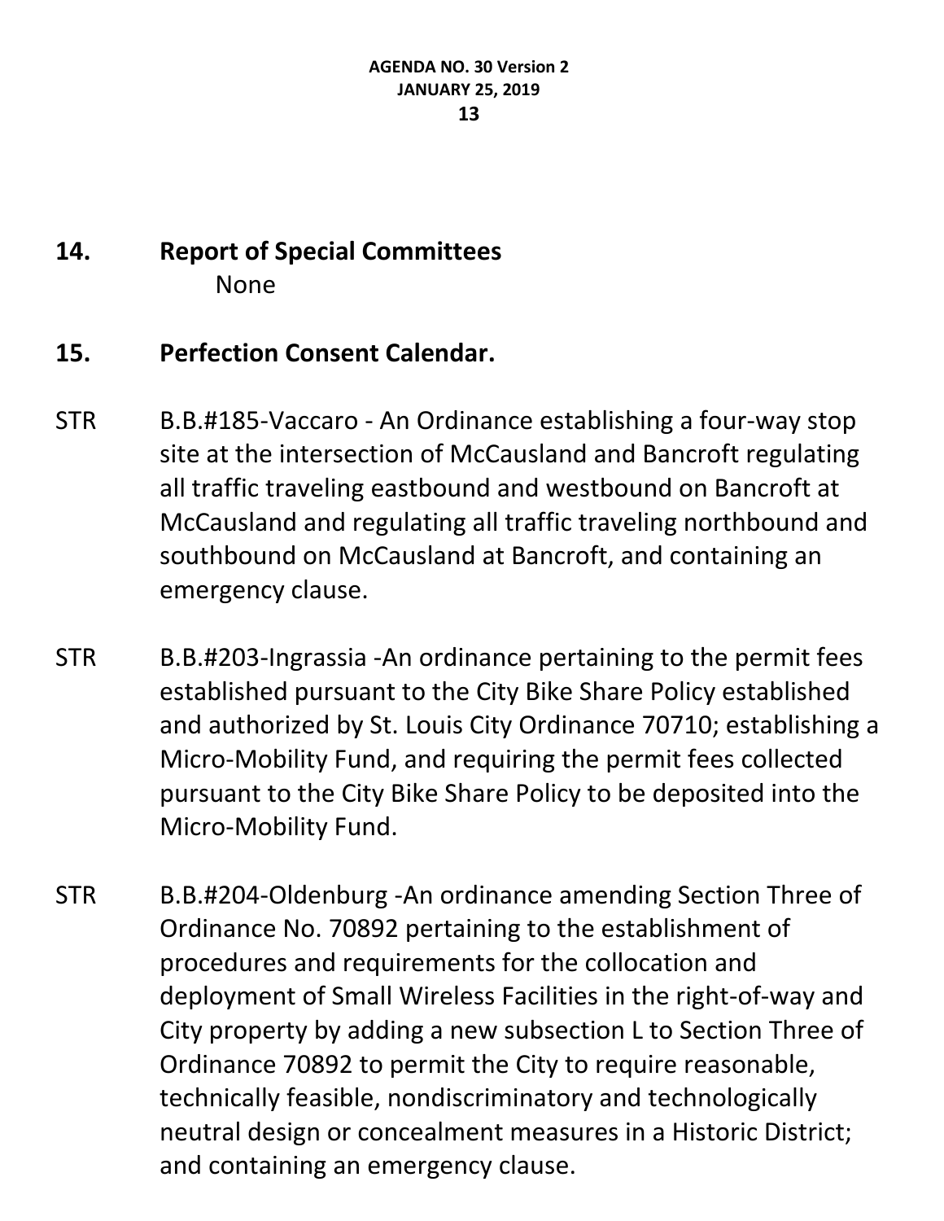## 14. Report of Special Committees

None

## 15. Perfection Consent Calendar.

STR B.B.#185-Vaccaro - An Ordinance establishing a four-way stop site at the intersection of McCausland and Bancroft regulating all traffic traveling eastbound and westbound on Bancroft at McCausland and regulating all traffic traveling northbound and southbound on McCausland at Bancroft, and containing an emergency clause.

STR B.B.#203-Ingrassia -An ordinance pertaining to the permit fees established pursuant to the City Bike Share Policy established and authorized by St. Louis City Ordinance 70710; establishing a Micro-Mobility Fund, and requiring the permit fees collected pursuant to the City Bike Share Policy to be deposited into the Micro-Mobility Fund.

STR B.B.#204-Oldenburg -An ordinance amending Section Three of Ordinance No. 70892 pertaining to the establishment of procedures and requirements for the collocation and deployment of Small Wireless Facilities in the right-of-way and City property by adding a new subsection L to Section Three of Ordinance 70892 to permit the City to require reasonable, technically feasible, nondiscriminatory and technologically neutral design or concealment measures in a Historic District; and containing an emergency clause.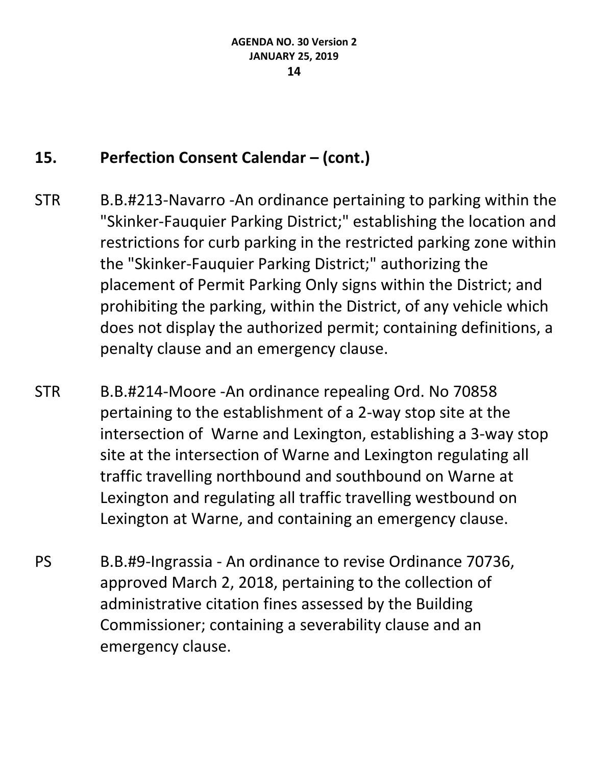## 15. Perfection Consent Calendar – (cont.)

STR B.B.#213-Navarro -An ordinance pertaining to parking within the "Skinker-Fauquier Parking District;" establishing the location and restrictions for curb parking in the restricted parking zone within the "Skinker-Fauquier Parking District;" authorizing the placement of Permit Parking Only signs within the District; and prohibiting the parking, within the District, of any vehicle which does not display the authorized permit; containing definitions, a penalty clause and an emergency clause.

STR B.B.#214-Moore -An ordinance repealing Ord. No 70858 pertaining to the establishment of a 2-way stop site at the intersection of Warne and Lexington, establishing a 3-way stop site at the intersection of Warne and Lexington regulating all traffic travelling northbound and southbound on Warne at Lexington and regulating all traffic travelling westbound on Lexington at Warne, and containing an emergency clause.

PS B.B.#9-Ingrassia - An ordinance to revise Ordinance 70736, approved March 2, 2018, pertaining to the collection of administrative citation fines assessed by the Building Commissioner; containing a severability clause and an emergency clause.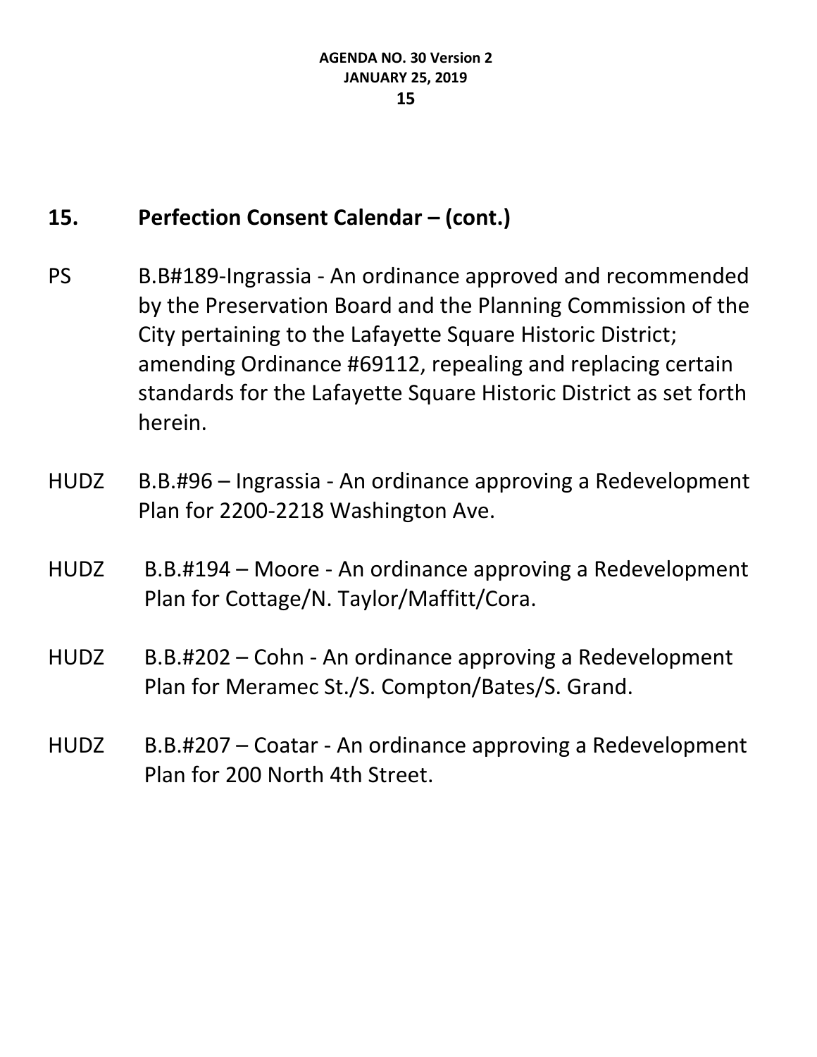## 15. Perfection Consent Calendar – (cont.)

PS B.B#189-Ingrassia - An ordinance approved and recommended by the Preservation Board and the Planning Commission of the City pertaining to the Lafayette Square Historic District; amending Ordinance #69112, repealing and replacing certain standards for the Lafayette Square Historic District as set forth herein.

HUDZ B.B.#96 – Ingrassia - An ordinance approving a Redevelopment Plan for 2200-2218 Washington Ave.

HUDZ B.B.#194 – Moore - An ordinance approving a Redevelopment Plan for Cottage/N. Taylor/Maffitt/Cora.

HUDZ B.B.#202 – Cohn - An ordinance approving a Redevelopment Plan for Meramec St./S. Compton/Bates/S. Grand.

HUDZ B.B.#207 – Coatar - An ordinance approving a Redevelopment Plan for 200 North 4th Street.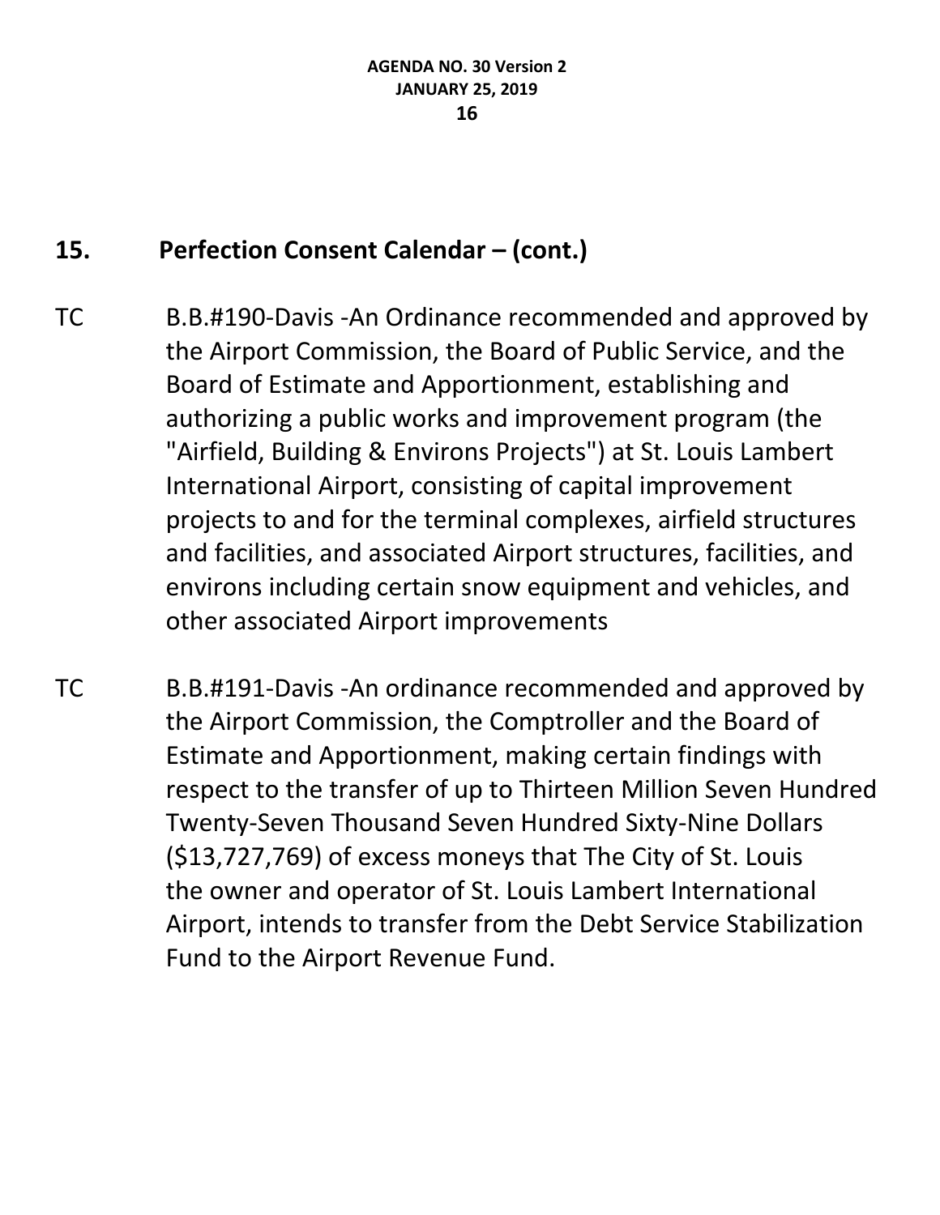## 15. Perfection Consent Calendar – (cont.)

TC B.B.#190-Davis -An Ordinance recommended and approved by the Airport Commission, the Board of Public Service, and the Board of Estimate and Apportionment, establishing and authorizing a public works and improvement program (the "Airfield, Building & Environs Projects") at St. Louis Lambert International Airport, consisting of capital improvement projects to and for the terminal complexes, airfield structures and facilities, and associated Airport structures, facilities, and environs including certain snow equipment and vehicles, and other associated Airport improvements

TC B.B.#191-Davis -An ordinance recommended and approved by the Airport Commission, the Comptroller and the Board of Estimate and Apportionment, making certain findings with respect to the transfer of up to Thirteen Million Seven Hundred Twenty-Seven Thousand Seven Hundred Sixty-Nine Dollars ($13,727,769) of excess moneys that The City of St. Louis the owner and operator of St. Louis Lambert International Airport, intends to transfer from the Debt Service Stabilization Fund to the Airport Revenue Fund.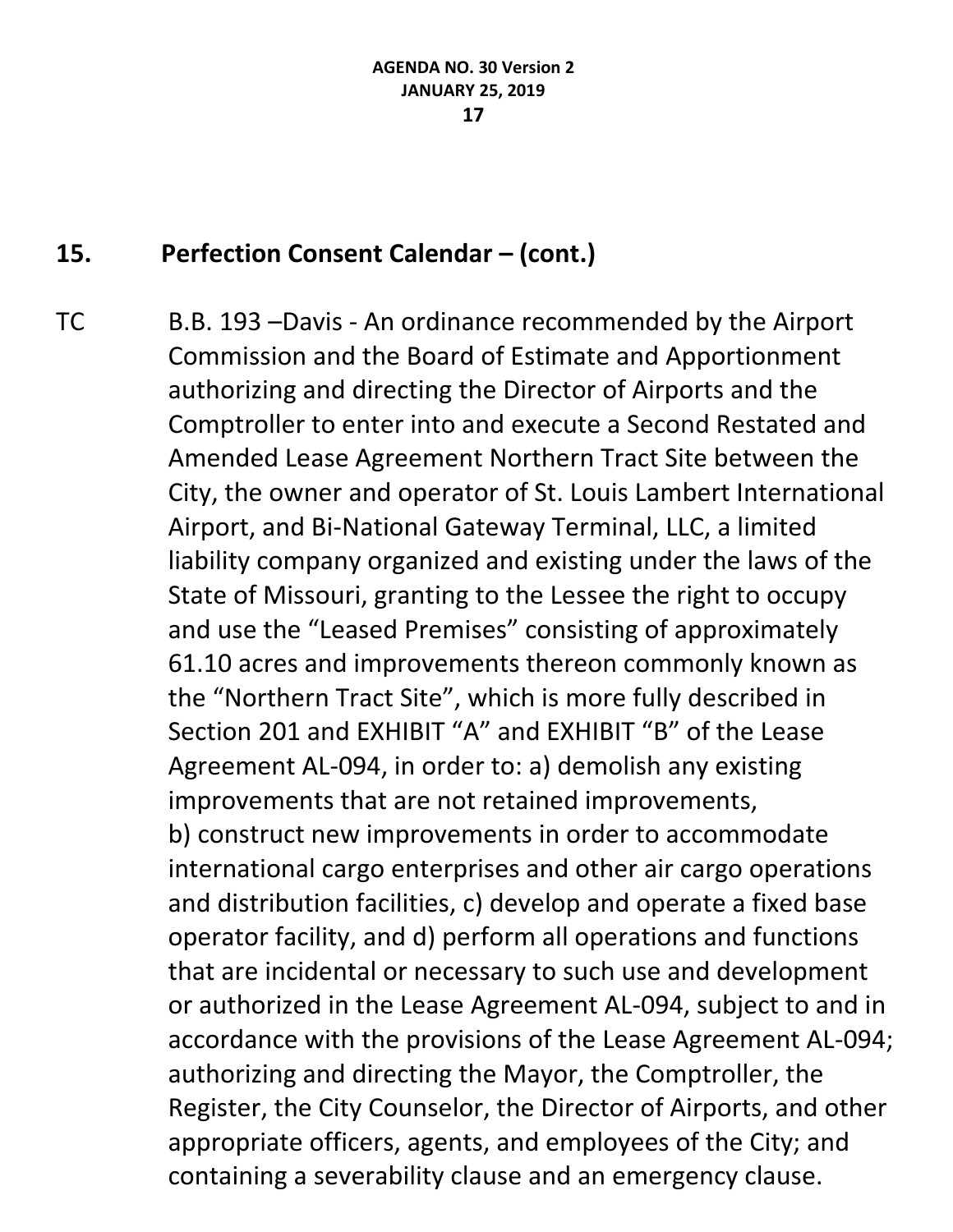## 15. Perfection Consent Calendar – (cont.)

TC B.B. 193 –Davis - An ordinance recommended by the Airport Commission and the Board of Estimate and Apportionment authorizing and directing the Director of Airports and the Comptroller to enter into and execute a Second Restated and Amended Lease Agreement Northern Tract Site between the City, the owner and operator of St. Louis Lambert International Airport, and Bi-National Gateway Terminal, LLC, a limited liability company organized and existing under the laws of the State of Missouri, granting to the Lessee the right to occupy and use the "Leased Premises" consisting of approximately 61.10 acres and improvements thereon commonly known as the "Northern Tract Site", which is more fully described in Section 201 and EXHIBIT "A" and EXHIBIT "B" of the Lease Agreement AL-094, in order to: a) demolish any existing improvements that are not retained improvements, b) construct new improvements in order to accommodate international cargo enterprises and other air cargo operations and distribution facilities, c) develop and operate a fixed base operator facility, and d) perform all operations and functions that are incidental or necessary to such use and development or authorized in the Lease Agreement AL-094, subject to and in accordance with the provisions of the Lease Agreement AL-094; authorizing and directing the Mayor, the Comptroller, the Register, the City Counselor, the Director of Airports, and other appropriate officers, agents, and employees of the City; and containing a severability clause and an emergency clause.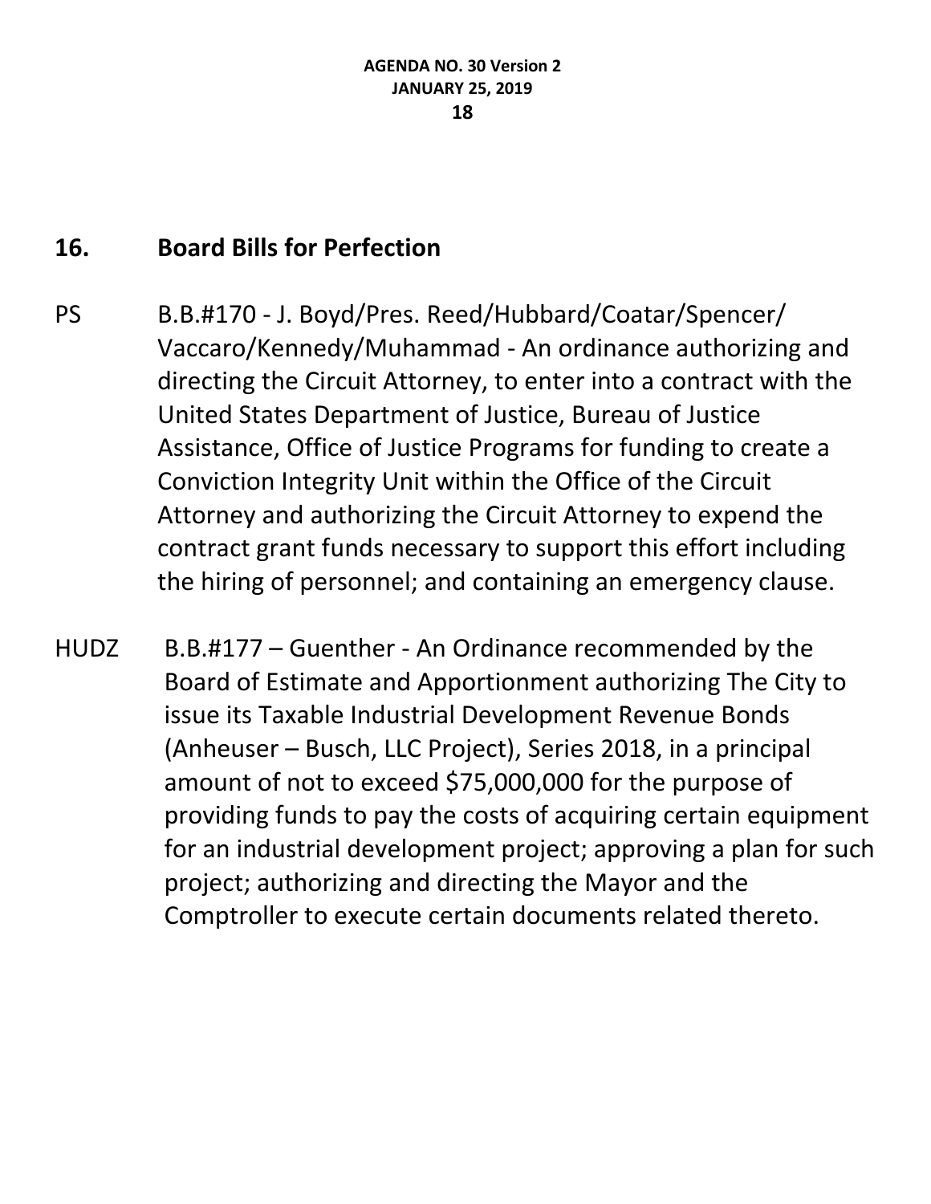## 16. Board Bills for Perfection

PS B.B.#170 - J. Boyd/Pres. Reed/Hubbard/Coatar/Spencer/Vaccaro/Kennedy/Muhammad - An ordinance authorizing and directing the Circuit Attorney, to enter into a contract with the United States Department of Justice, Bureau of Justice Assistance, Office of Justice Programs for funding to create a Conviction Integrity Unit within the Office of the Circuit Attorney and authorizing the Circuit Attorney to expend the contract grant funds necessary to support this effort including the hiring of personnel; and containing an emergency clause.

HUDZ B.B.#177 – Guenther - An Ordinance recommended by the Board of Estimate and Apportionment authorizing The City to issue its Taxable Industrial Development Revenue Bonds (Anheuser – Busch, LLC Project), Series 2018, in a principal amount of not to exceed $75,000,000 for the purpose of providing funds to pay the costs of acquiring certain equipment for an industrial development project; approving a plan for such project; authorizing and directing the Mayor and the Comptroller to execute certain documents related thereto.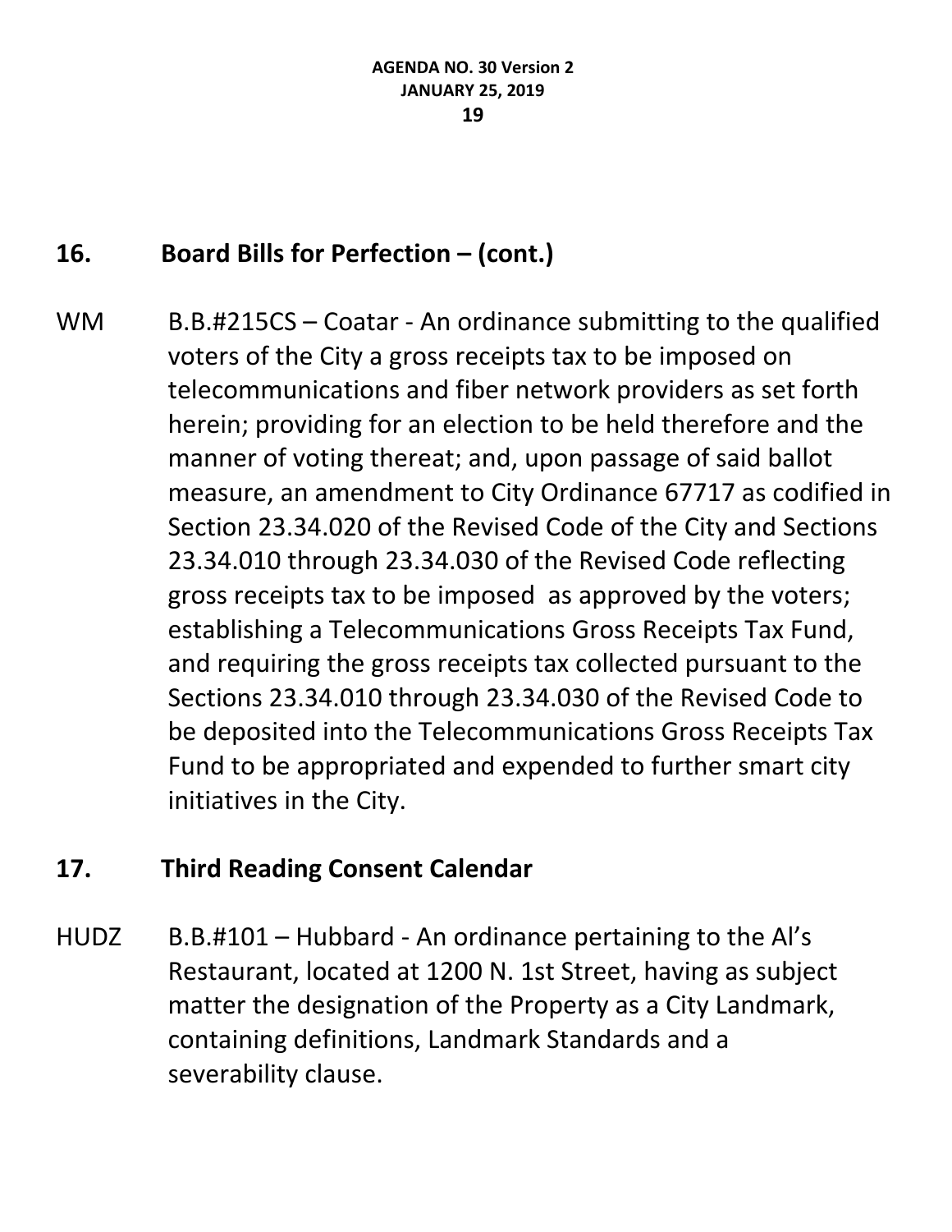## 16. Board Bills for Perfection – (cont.)

WM B.B.#215CS – Coatar - An ordinance submitting to the qualified voters of the City a gross receipts tax to be imposed on telecommunications and fiber network providers as set forth herein; providing for an election to be held therefore and the manner of voting thereat; and, upon passage of said ballot measure, an amendment to City Ordinance 67717 as codified in Section 23.34.020 of the Revised Code of the City and Sections 23.34.010 through 23.34.030 of the Revised Code reflecting gross receipts tax to be imposed as approved by the voters; establishing a Telecommunications Gross Receipts Tax Fund, and requiring the gross receipts tax collected pursuant to the Sections 23.34.010 through 23.34.030 of the Revised Code to be deposited into the Telecommunications Gross Receipts Tax Fund to be appropriated and expended to further smart city initiatives in the City.

## 17. Third Reading Consent Calendar

HUDZ B.B.#101 – Hubbard - An ordinance pertaining to the Al's Restaurant, located at 1200 N. 1st Street, having as subject matter the designation of the Property as a City Landmark, containing definitions, Landmark Standards and a severability clause.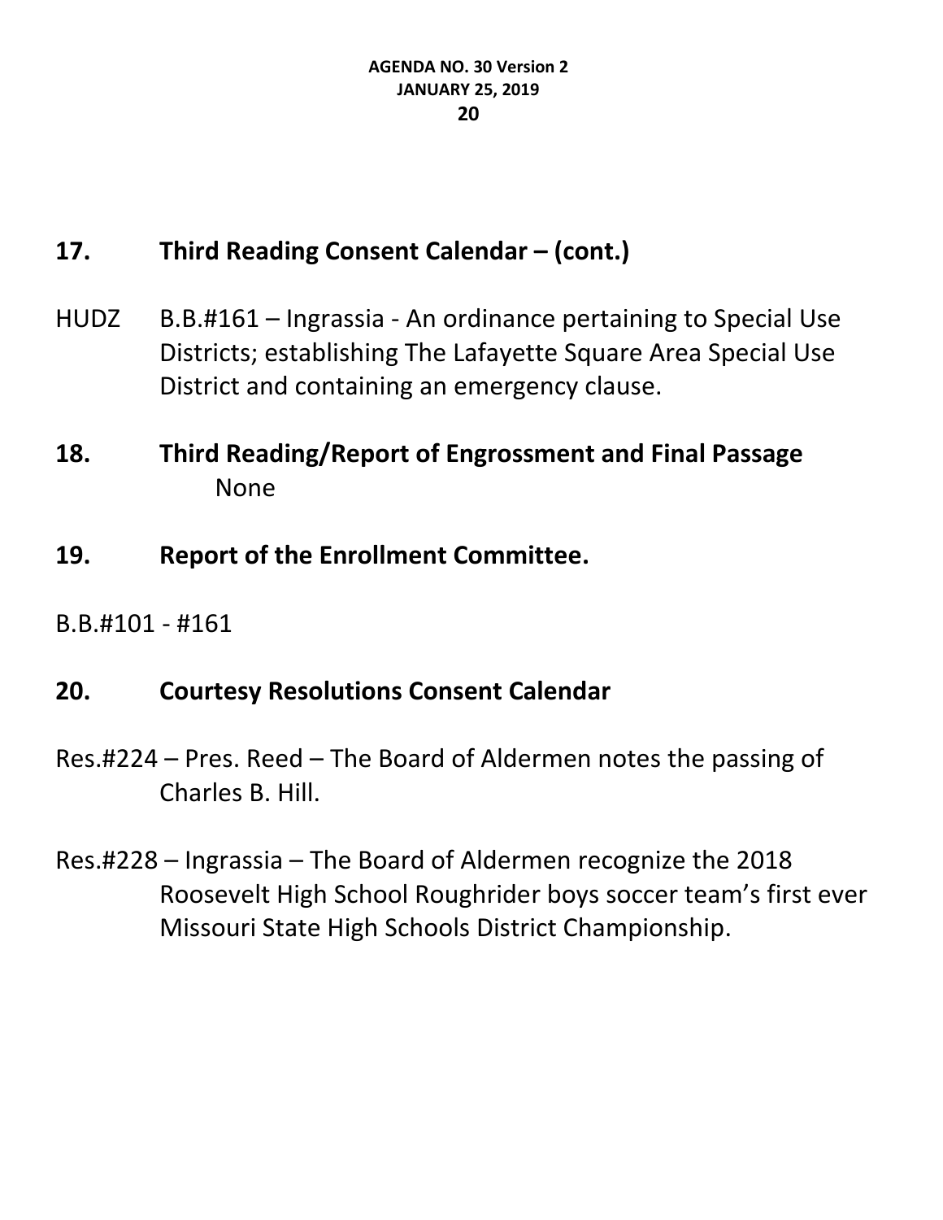## 17. Third Reading Consent Calendar – (cont.)

HUDZ B.B.#161 – Ingrassia - An ordinance pertaining to Special Use Districts; establishing The Lafayette Square Area Special Use District and containing an emergency clause.

## 18. Third Reading/Report of Engrossment and Final Passage

None

## 19. Report of the Enrollment Committee.

B.B.#101 - #161

## 20. Courtesy Resolutions Consent Calendar

Res.#224 – Pres. Reed – The Board of Aldermen notes the passing of Charles B. Hill.

Res.#228 – Ingrassia – The Board of Aldermen recognize the 2018 Roosevelt High School Roughrider boys soccer team's first ever Missouri State High Schools District Championship.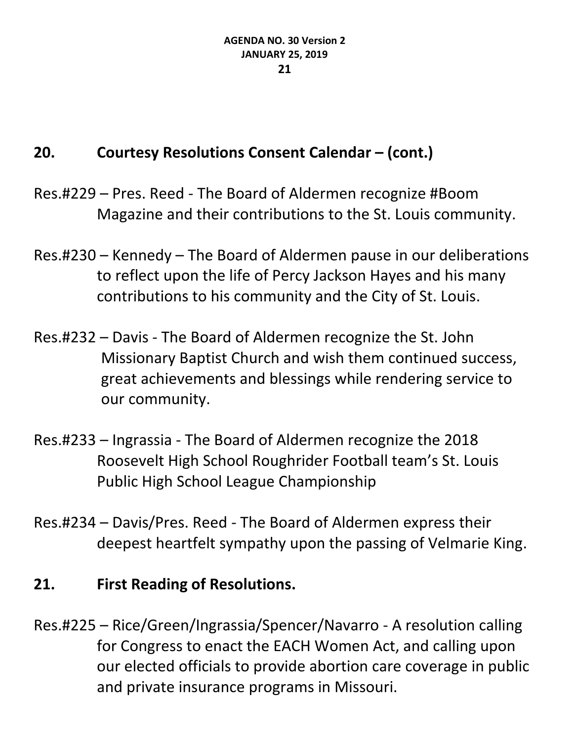## 20. Courtesy Resolutions Consent Calendar – (cont.)

Res.#229 – Pres. Reed - The Board of Aldermen recognize #Boom Magazine and their contributions to the St. Louis community.

Res.#230 – Kennedy – The Board of Aldermen pause in our deliberations to reflect upon the life of Percy Jackson Hayes and his many contributions to his community and the City of St. Louis.

Res.#232 – Davis - The Board of Aldermen recognize the St. John Missionary Baptist Church and wish them continued success, great achievements and blessings while rendering service to our community.

Res.#233 – Ingrassia - The Board of Aldermen recognize the 2018 Roosevelt High School Roughrider Football team's St. Louis Public High School League Championship

Res.#234 – Davis/Pres. Reed - The Board of Aldermen express their deepest heartfelt sympathy upon the passing of Velmarie King.

## 21. First Reading of Resolutions.

Res.#225 – Rice/Green/Ingrassia/Spencer/Navarro - A resolution calling for Congress to enact the EACH Women Act, and calling upon our elected officials to provide abortion care coverage in public and private insurance programs in Missouri.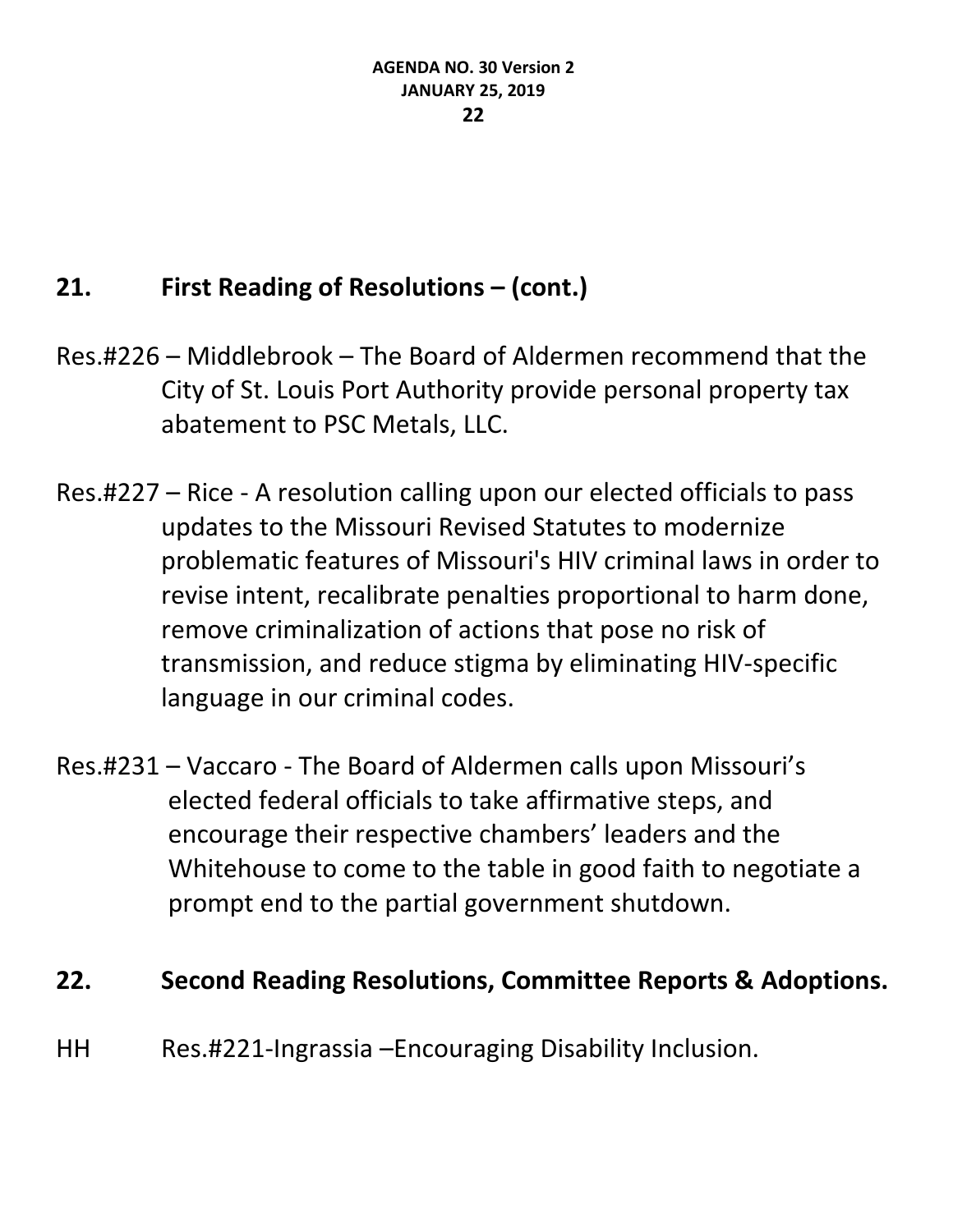## 21. First Reading of Resolutions – (cont.)

Res.#226 – Middlebrook – The Board of Aldermen recommend that the City of St. Louis Port Authority provide personal property tax abatement to PSC Metals, LLC.

Res.#227 – Rice - A resolution calling upon our elected officials to pass updates to the Missouri Revised Statutes to modernize problematic features of Missouri's HIV criminal laws in order to revise intent, recalibrate penalties proportional to harm done, remove criminalization of actions that pose no risk of transmission, and reduce stigma by eliminating HIV-specific language in our criminal codes.

Res.#231 – Vaccaro - The Board of Aldermen calls upon Missouri's elected federal officials to take affirmative steps, and encourage their respective chambers' leaders and the Whitehouse to come to the table in good faith to negotiate a prompt end to the partial government shutdown.

## 22. Second Reading Resolutions, Committee Reports & Adoptions.

HH Res.#221-Ingrassia –Encouraging Disability Inclusion.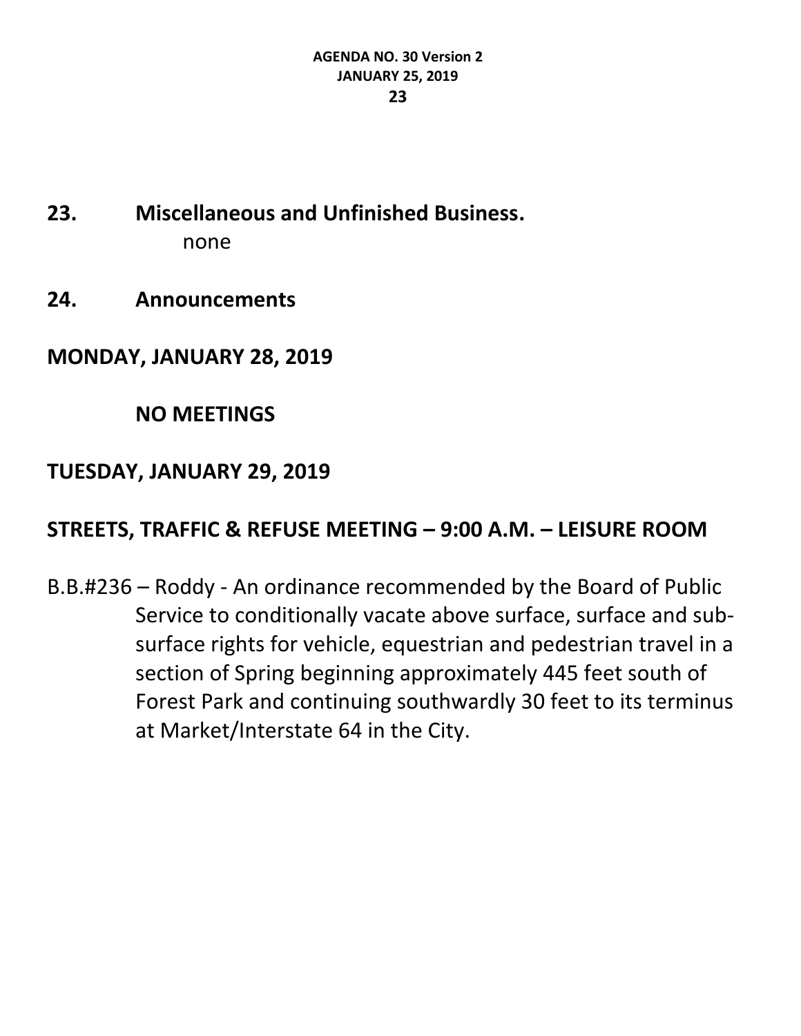## 23. Miscellaneous and Unfinished Business.

none

## 24. Announcements

**MONDAY, JANUARY 28, 2019**

**NO MEETINGS**

**TUESDAY, JANUARY 29, 2019**

**STREETS, TRAFFIC & REFUSE MEETING – 9:00 A.M. – LEISURE ROOM**

B.B.#236 – Roddy - An ordinance recommended by the Board of Public Service to conditionally vacate above surface, surface and sub-surface rights for vehicle, equestrian and pedestrian travel in a section of Spring beginning approximately 445 feet south of Forest Park and continuing southwardly 30 feet to its terminus at Market/Interstate 64 in the City.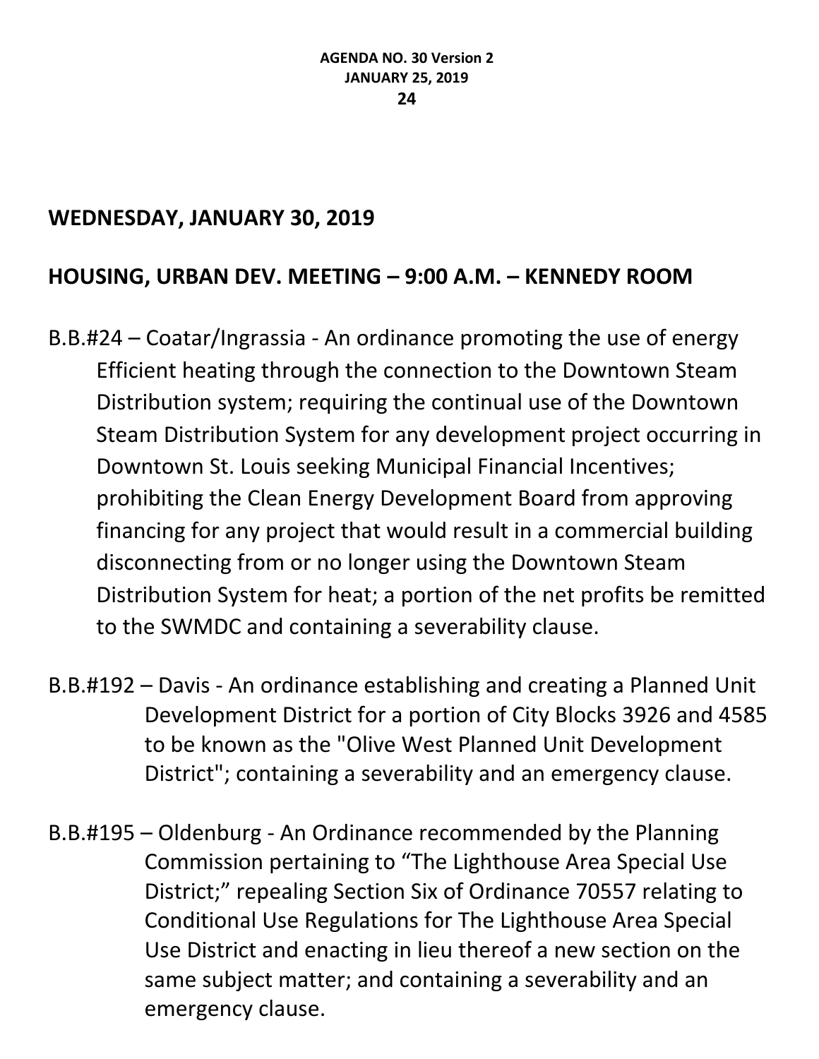## WEDNESDAY, JANUARY 30, 2019

## HOUSING, URBAN DEV. MEETING – 9:00 A.M. – KENNEDY ROOM

B.B.#24 – Coatar/Ingrassia - An ordinance promoting the use of energy Efficient heating through the connection to the Downtown Steam Distribution system; requiring the continual use of the Downtown Steam Distribution System for any development project occurring in Downtown St. Louis seeking Municipal Financial Incentives; prohibiting the Clean Energy Development Board from approving financing for any project that would result in a commercial building disconnecting from or no longer using the Downtown Steam Distribution System for heat; a portion of the net profits be remitted to the SWMDC and containing a severability clause.

B.B.#192 – Davis - An ordinance establishing and creating a Planned Unit Development District for a portion of City Blocks 3926 and 4585 to be known as the "Olive West Planned Unit Development District"; containing a severability and an emergency clause.

B.B.#195 – Oldenburg - An Ordinance recommended by the Planning Commission pertaining to "The Lighthouse Area Special Use District;" repealing Section Six of Ordinance 70557 relating to Conditional Use Regulations for The Lighthouse Area Special Use District and enacting in lieu thereof a new section on the same subject matter; and containing a severability and an emergency clause.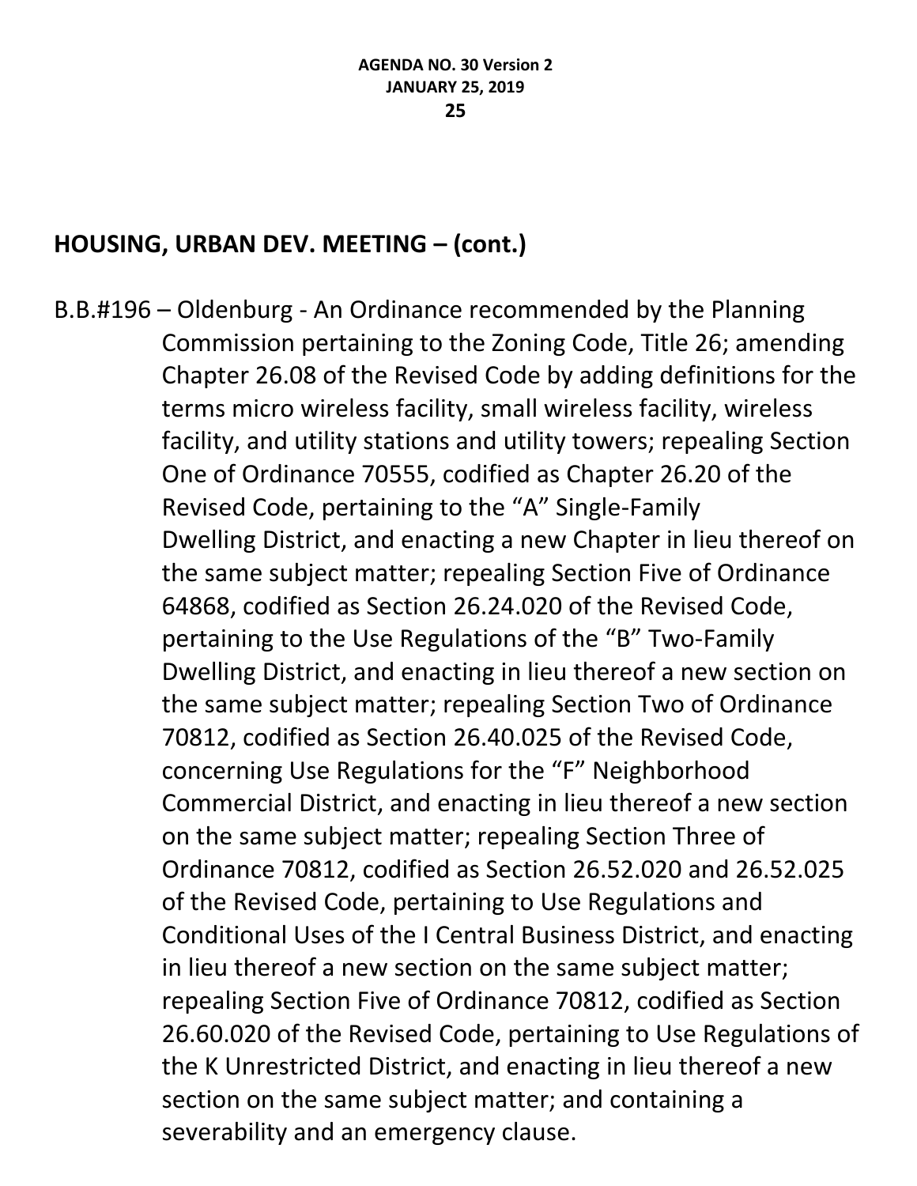## HOUSING, URBAN DEV. MEETING – (cont.)

B.B.#196 – Oldenburg - An Ordinance recommended by the Planning Commission pertaining to the Zoning Code, Title 26; amending Chapter 26.08 of the Revised Code by adding definitions for the terms micro wireless facility, small wireless facility, wireless facility, and utility stations and utility towers; repealing Section One of Ordinance 70555, codified as Chapter 26.20 of the Revised Code, pertaining to the "A" Single-Family Dwelling District, and enacting a new Chapter in lieu thereof on the same subject matter; repealing Section Five of Ordinance 64868, codified as Section 26.24.020 of the Revised Code, pertaining to the Use Regulations of the "B" Two-Family Dwelling District, and enacting in lieu thereof a new section on the same subject matter; repealing Section Two of Ordinance 70812, codified as Section 26.40.025 of the Revised Code, concerning Use Regulations for the "F" Neighborhood Commercial District, and enacting in lieu thereof a new section on the same subject matter; repealing Section Three of Ordinance 70812, codified as Section 26.52.020 and 26.52.025 of the Revised Code, pertaining to Use Regulations and Conditional Uses of the I Central Business District, and enacting in lieu thereof a new section on the same subject matter; repealing Section Five of Ordinance 70812, codified as Section 26.60.020 of the Revised Code, pertaining to Use Regulations of the K Unrestricted District, and enacting in lieu thereof a new section on the same subject matter; and containing a severability and an emergency clause.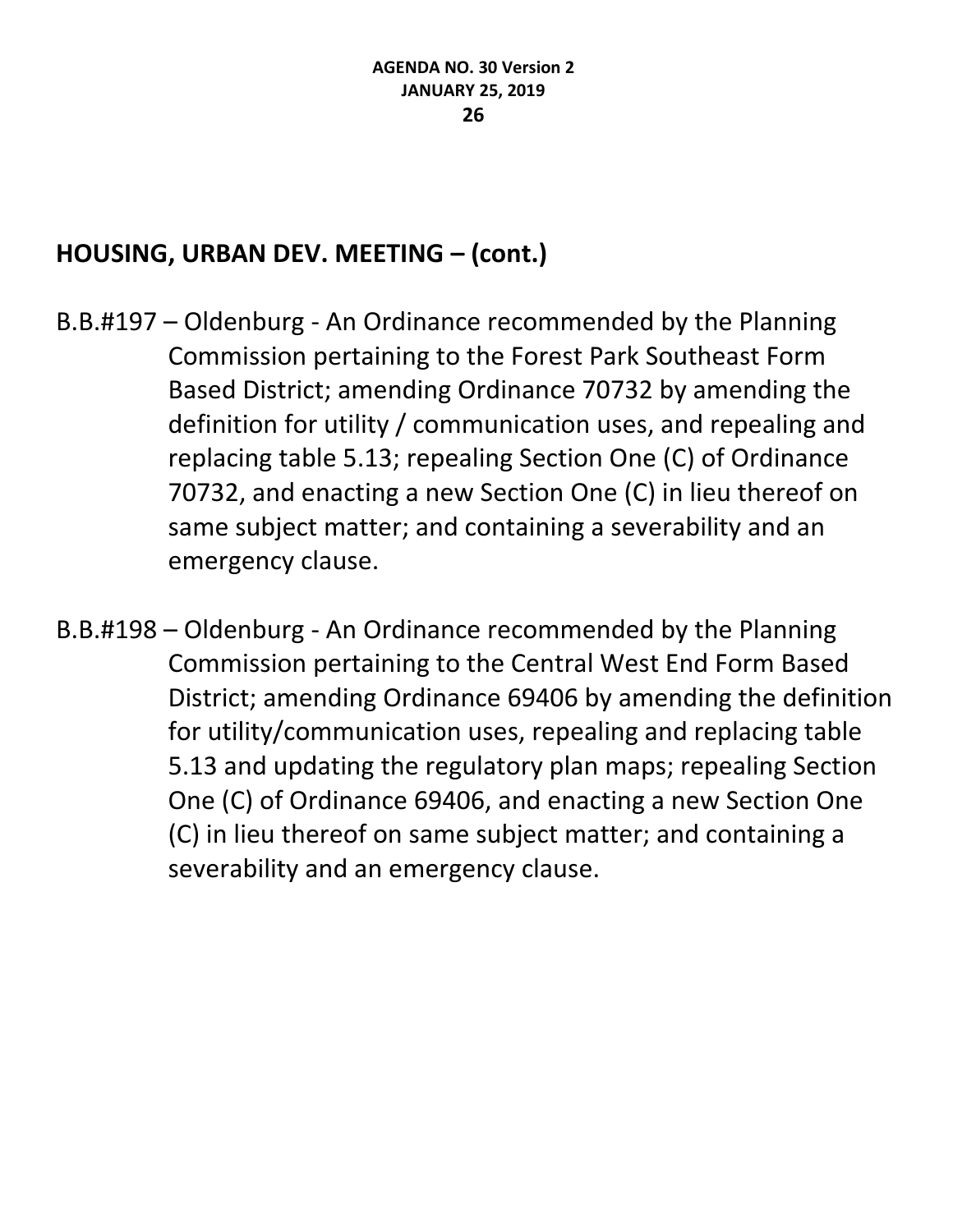## HOUSING, URBAN DEV. MEETING – (cont.)

B.B.#197 – Oldenburg - An Ordinance recommended by the Planning Commission pertaining to the Forest Park Southeast Form Based District; amending Ordinance 70732 by amending the definition for utility / communication uses, and repealing and replacing table 5.13; repealing Section One (C) of Ordinance 70732, and enacting a new Section One (C) in lieu thereof on same subject matter; and containing a severability and an emergency clause.

B.B.#198 – Oldenburg - An Ordinance recommended by the Planning Commission pertaining to the Central West End Form Based District; amending Ordinance 69406 by amending the definition for utility/communication uses, repealing and replacing table 5.13 and updating the regulatory plan maps; repealing Section One (C) of Ordinance 69406, and enacting a new Section One (C) in lieu thereof on same subject matter; and containing a severability and an emergency clause.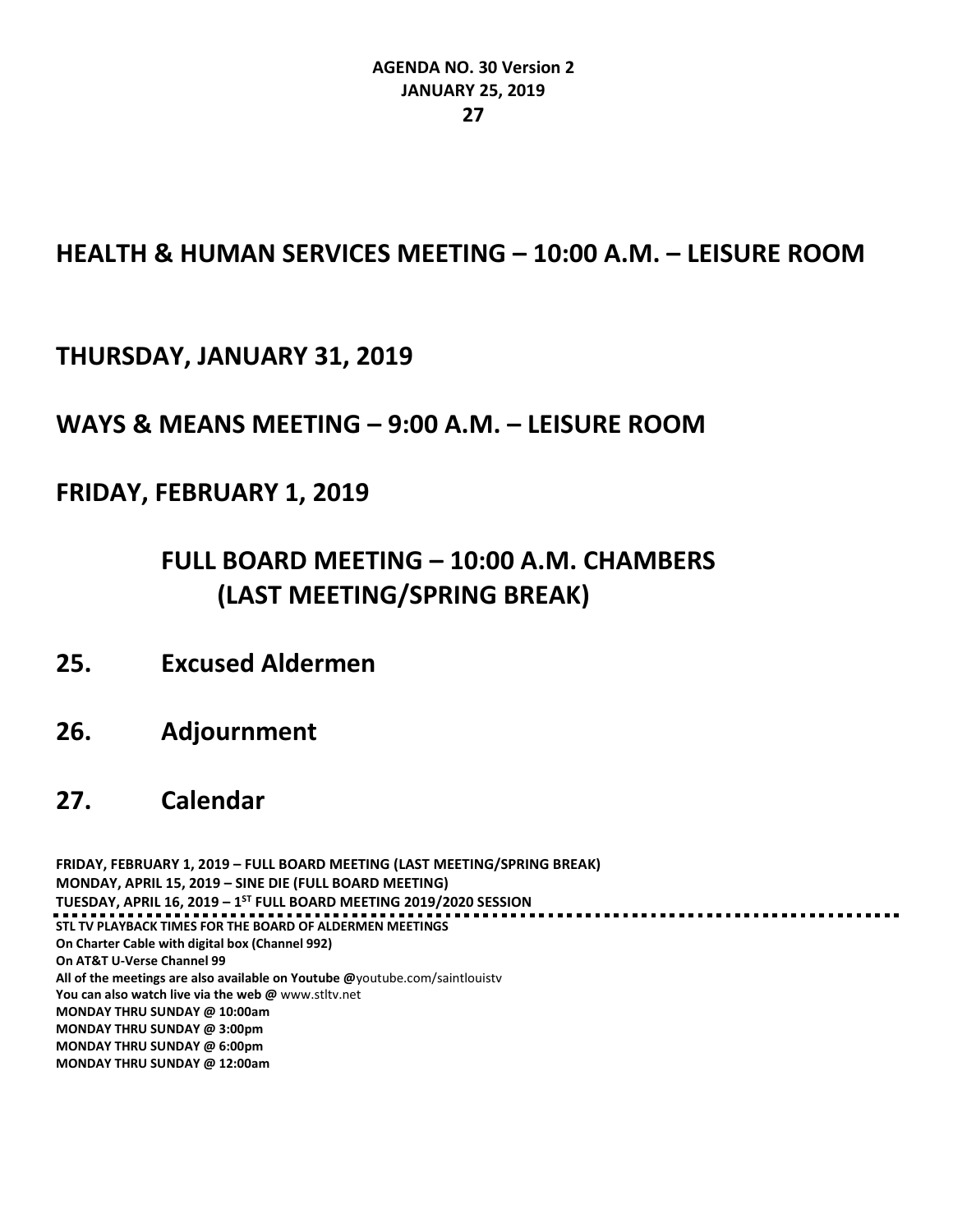## HEALTH & HUMAN SERVICES MEETING – 10:00 A.M. – LEISURE ROOM

## THURSDAY, JANUARY 31, 2019

## WAYS & MEANS MEETING – 9:00 A.M. – LEISURE ROOM

## FRIDAY, FEBRUARY 1, 2019

## FULL BOARD MEETING – 10:00 A.M. CHAMBERS (LAST MEETING/SPRING BREAK)

## 25. Excused Aldermen

## 26. Adjournment

## 27. Calendar

**FRIDAY, FEBRUARY 1, 2019 – FULL BOARD MEETING (LAST MEETING/SPRING BREAK)**
**MONDAY, APRIL 15, 2019 – SINE DIE (FULL BOARD MEETING)**
**TUESDAY, APRIL 16, 2019 – 1ST FULL BOARD MEETING 2019/2020 SESSION**

---

**STL TV PLAYBACK TIMES FOR THE BOARD OF ALDERMEN MEETINGS**
**On Charter Cable with digital box (Channel 992)**
**On AT&T U-Verse Channel 99**
**All of the meetings are also available on Youtube @**youtube.com/saintlouistv
**You can also watch live via the web @** www.stltv.net
**MONDAY THRU SUNDAY @ 10:00am**
**MONDAY THRU SUNDAY @ 3:00pm**
**MONDAY THRU SUNDAY @ 6:00pm**
**MONDAY THRU SUNDAY @ 12:00am**